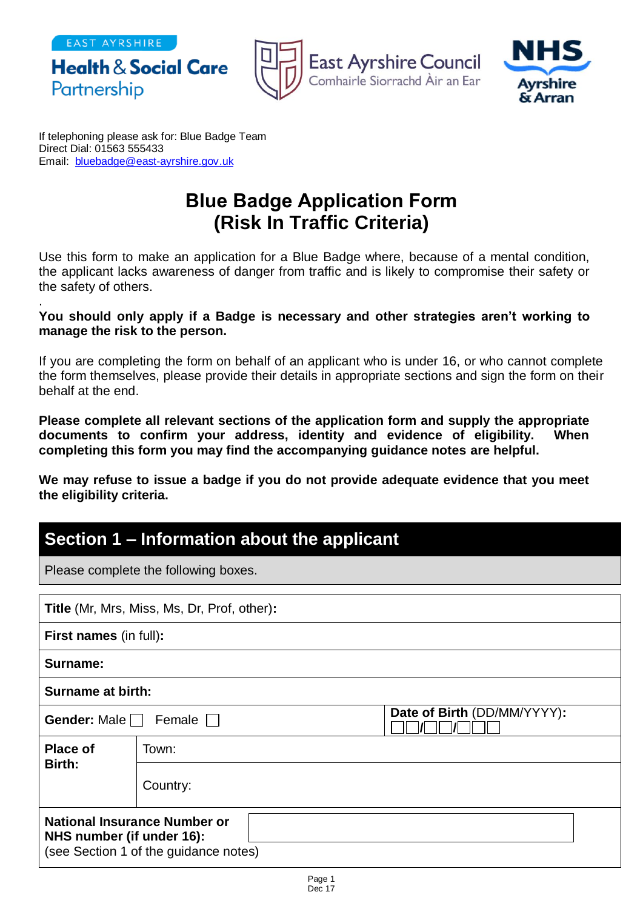EAST AYRSHIRE
Health & Social Care Partnership

East Ayrshire Council
Comhairle Siorrachd Àir an Ear

NHS
Ayrshire & Arran

If telephoning please ask for: Blue Badge Team
Direct Dial: 01563 555433
Email: bluebadge@east-ayrshire.gov.uk

# Blue Badge Application Form (Risk In Traffic Criteria)

Use this form to make an application for a Blue Badge where, because of a mental condition, the applicant lacks awareness of danger from traffic and is likely to compromise their safety or the safety of others.

**You should only apply if a Badge is necessary and other strategies aren't working to manage the risk to the person.**

If you are completing the form on behalf of an applicant who is under 16, or who cannot complete the form themselves, please provide their details in appropriate sections and sign the form on their behalf at the end.

**Please complete all relevant sections of the application form and supply the appropriate documents to confirm your address, identity and evidence of eligibility. When completing this form you may find the accompanying guidance notes are helpful.**

**We may refuse to issue a badge if you do not provide adequate evidence that you meet the eligibility criteria.**

## Section 1 – Information about the applicant

Please complete the following boxes.

| | | |
|---|---|---|
| **Title** (Mr, Mrs, Miss, Ms, Dr, Prof, other)**:** | | |
| **First names** (in full)**:** | | |
| **Surname:** | | |
| **Surname at birth:** | | |
| **Gender:** Male ☐ Female ☐ | | **Date of Birth** (DD/MM/YYYY)**:** ☐☐/☐☐/☐☐☐☐ |
| **Place of Birth:** | Town: | |
| | Country: | |
| **National Insurance Number or NHS number (if under 16):** (see Section 1 of the guidance notes) | | |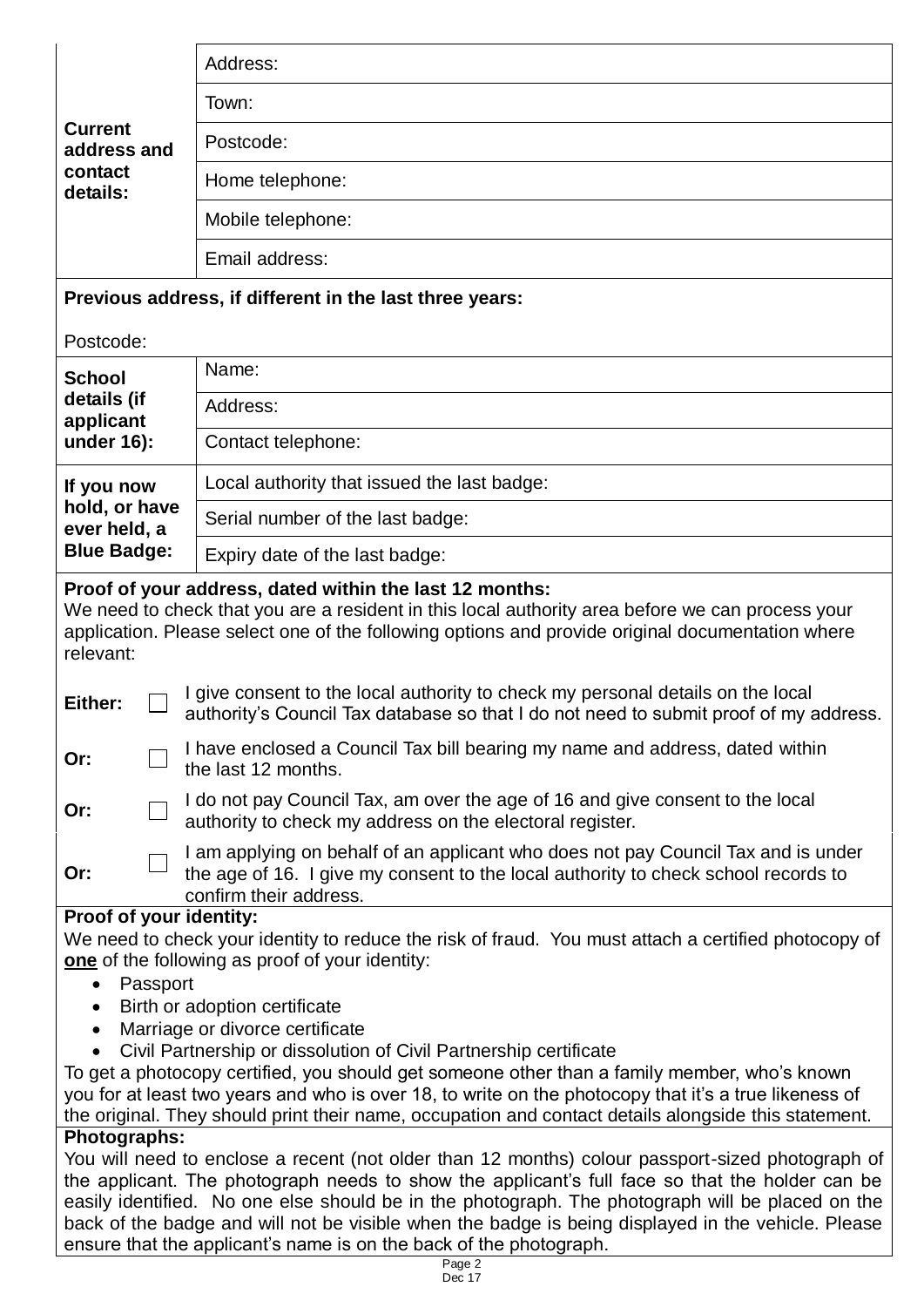| **Current address and contact details:** | Address: |
|---|---|
| | Town: |
| | Postcode: |
| | Home telephone: |
| | Mobile telephone: |
| | Email address: |

**Previous address, if different in the last three years:**

Postcode:

| **School details (if applicant under 16):** | Name: |
|---|---|
| | Address: |
| | Contact telephone: |

| **If you now hold, or have ever held, a Blue Badge:** | Local authority that issued the last badge: |
|---|---|
| | Serial number of the last badge: |
| | Expiry date of the last badge: |

**Proof of your address, dated within the last 12 months:**
We need to check that you are a resident in this local authority area before we can process your application. Please select one of the following options and provide original documentation where relevant:

**Either:** ☐ I give consent to the local authority to check my personal details on the local authority's Council Tax database so that I do not need to submit proof of my address.

**Or:** ☐ I have enclosed a Council Tax bill bearing my name and address, dated within the last 12 months.

**Or:** ☐ I do not pay Council Tax, am over the age of 16 and give consent to the local authority to check my address on the electoral register.

**Or:** ☐ I am applying on behalf of an applicant who does not pay Council Tax and is under the age of 16. I give my consent to the local authority to check school records to confirm their address.

**Proof of your identity:**
We need to check your identity to reduce the risk of fraud. You must attach a certified photocopy of **one** of the following as proof of your identity:

- Passport
- Birth or adoption certificate
- Marriage or divorce certificate
- Civil Partnership or dissolution of Civil Partnership certificate

To get a photocopy certified, you should get someone other than a family member, who's known you for at least two years and who is over 18, to write on the photocopy that it's a true likeness of the original. They should print their name, occupation and contact details alongside this statement.

**Photographs:**
You will need to enclose a recent (not older than 12 months) colour passport-sized photograph of the applicant. The photograph needs to show the applicant's full face so that the holder can be easily identified. No one else should be in the photograph. The photograph will be placed on the back of the badge and will not be visible when the badge is being displayed in the vehicle. Please ensure that the applicant's name is on the back of the photograph.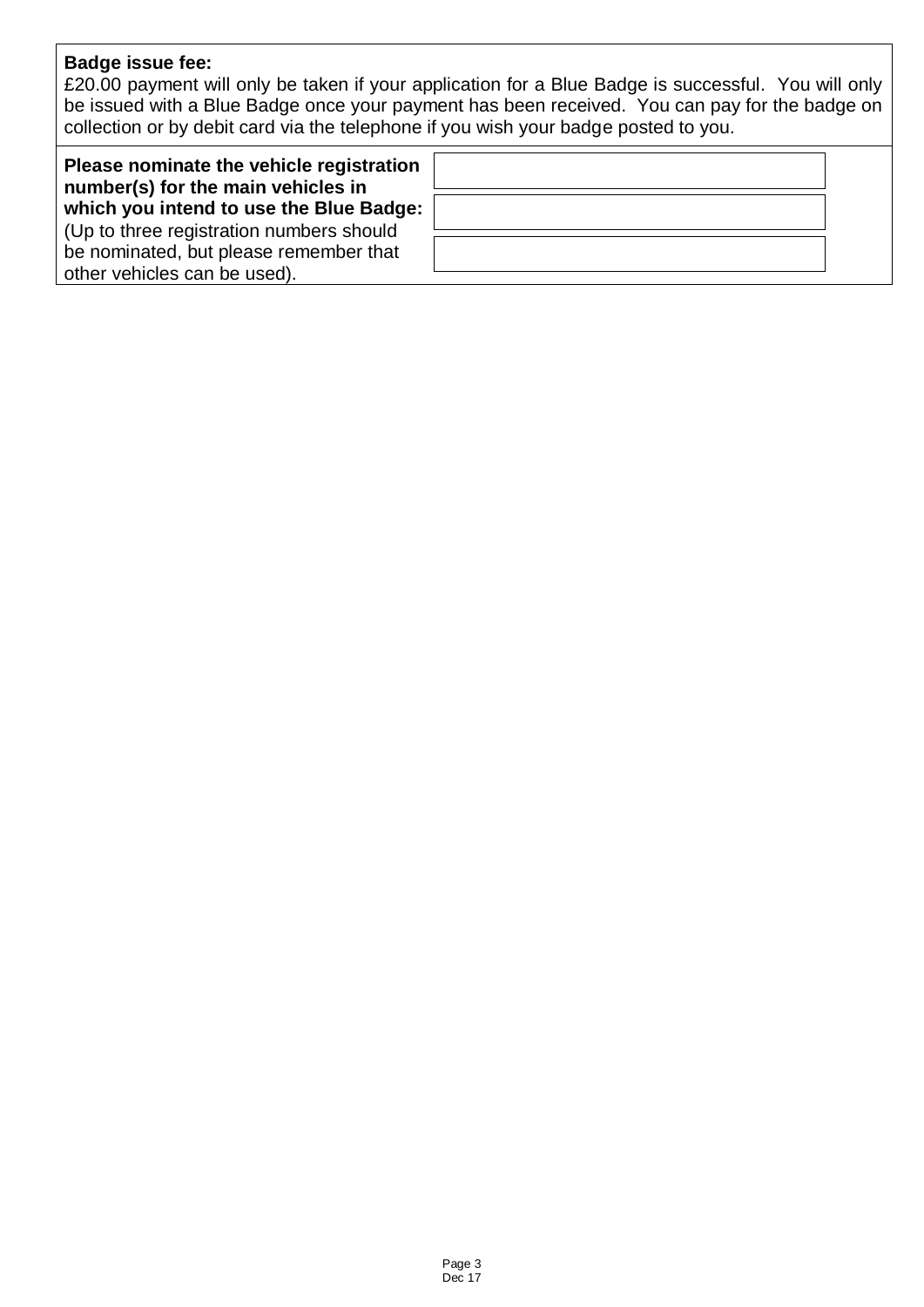**Badge issue fee:**

£20.00 payment will only be taken if your application for a Blue Badge is successful. You will only be issued with a Blue Badge once your payment has been received. You can pay for the badge on collection or by debit card via the telephone if you wish your badge posted to you.

| **Please nominate the vehicle registration number(s) for the main vehicles in which you intend to use the Blue Badge:** (Up to three registration numbers should be nominated, but please remember that other vehicles can be used). | |
|---|---|
| | |
| | |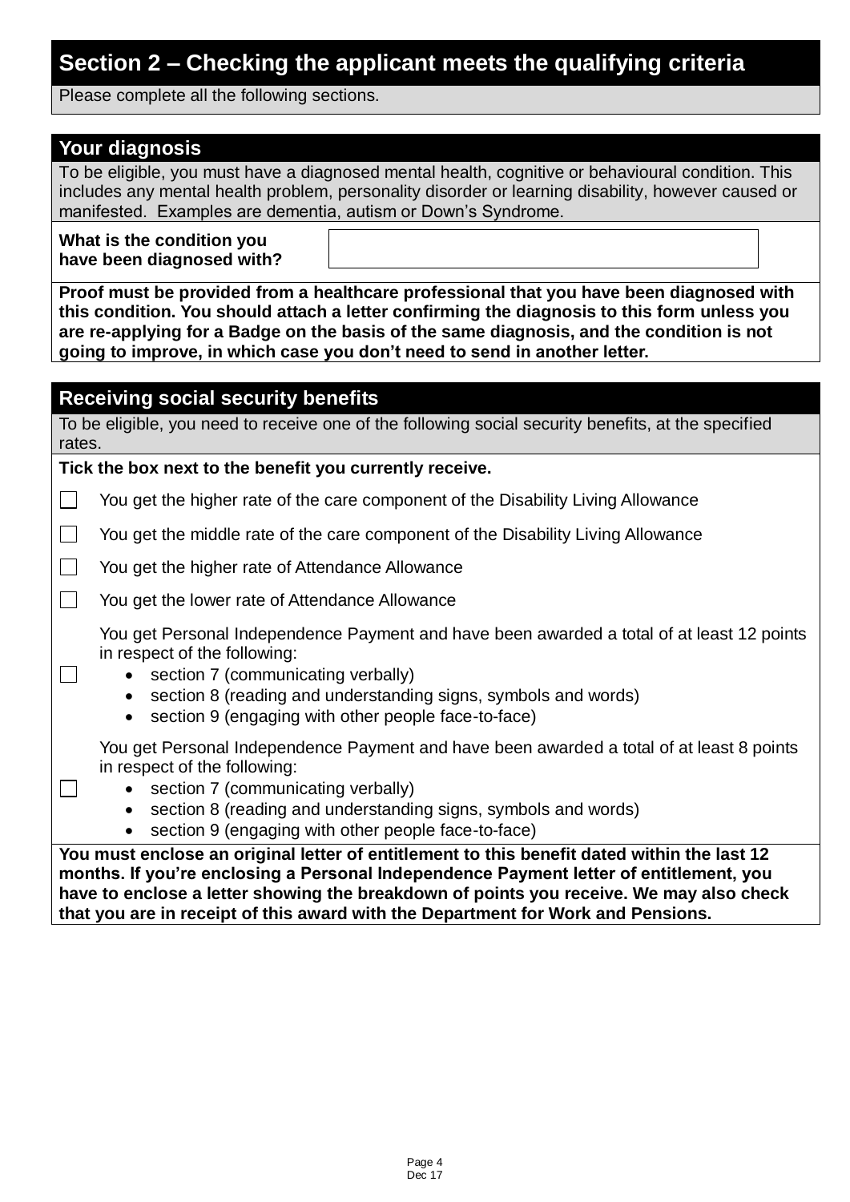## Section 2 – Checking the applicant meets the qualifying criteria

Please complete all the following sections.

### Your diagnosis

To be eligible, you must have a diagnosed mental health, cognitive or behavioural condition. This includes any mental health problem, personality disorder or learning disability, however caused or manifested. Examples are dementia, autism or Down's Syndrome.

**What is the condition you have been diagnosed with?**

**Proof must be provided from a healthcare professional that you have been diagnosed with this condition. You should attach a letter confirming the diagnosis to this form unless you are re-applying for a Badge on the basis of the same diagnosis, and the condition is not going to improve, in which case you don't need to send in another letter.**

### Receiving social security benefits

To be eligible, you need to receive one of the following social security benefits, at the specified rates.

**Tick the box next to the benefit you currently receive.**

- ☐ You get the higher rate of the care component of the Disability Living Allowance
- ☐ You get the middle rate of the care component of the Disability Living Allowance
- ☐ You get the higher rate of Attendance Allowance
- ☐ You get the lower rate of Attendance Allowance
- ☐ You get Personal Independence Payment and have been awarded a total of at least 12 points in respect of the following:
  - section 7 (communicating verbally)
  - section 8 (reading and understanding signs, symbols and words)
  - section 9 (engaging with other people face-to-face)
- ☐ You get Personal Independence Payment and have been awarded a total of at least 8 points in respect of the following:
  - section 7 (communicating verbally)
  - section 8 (reading and understanding signs, symbols and words)
  - section 9 (engaging with other people face-to-face)

**You must enclose an original letter of entitlement to this benefit dated within the last 12 months. If you're enclosing a Personal Independence Payment letter of entitlement, you have to enclose a letter showing the breakdown of points you receive. We may also check that you are in receipt of this award with the Department for Work and Pensions.**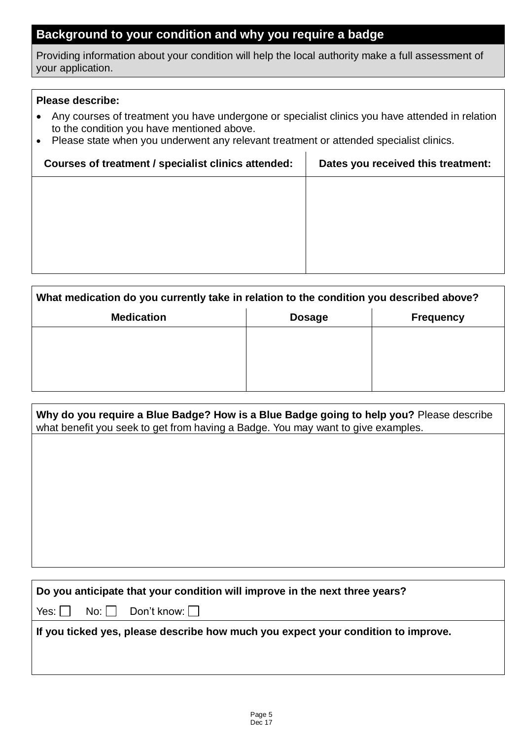## Background to your condition and why you require a badge

Providing information about your condition will help the local authority make a full assessment of your application.

**Please describe:**

- Any courses of treatment you have undergone or specialist clinics you have attended in relation to the condition you have mentioned above.
- Please state when you underwent any relevant treatment or attended specialist clinics.

| Courses of treatment / specialist clinics attended: | Dates you received this treatment: |
|---|---|
| | |

**What medication do you currently take in relation to the condition you described above?**

| Medication | Dosage | Frequency |
|---|---|---|
| | | |

**Why do you require a Blue Badge? How is a Blue Badge going to help you?** Please describe what benefit you seek to get from having a Badge. You may want to give examples.

**Do you anticipate that your condition will improve in the next three years?**

Yes: ☐ No: ☐ Don't know: ☐

**If you ticked yes, please describe how much you expect your condition to improve.**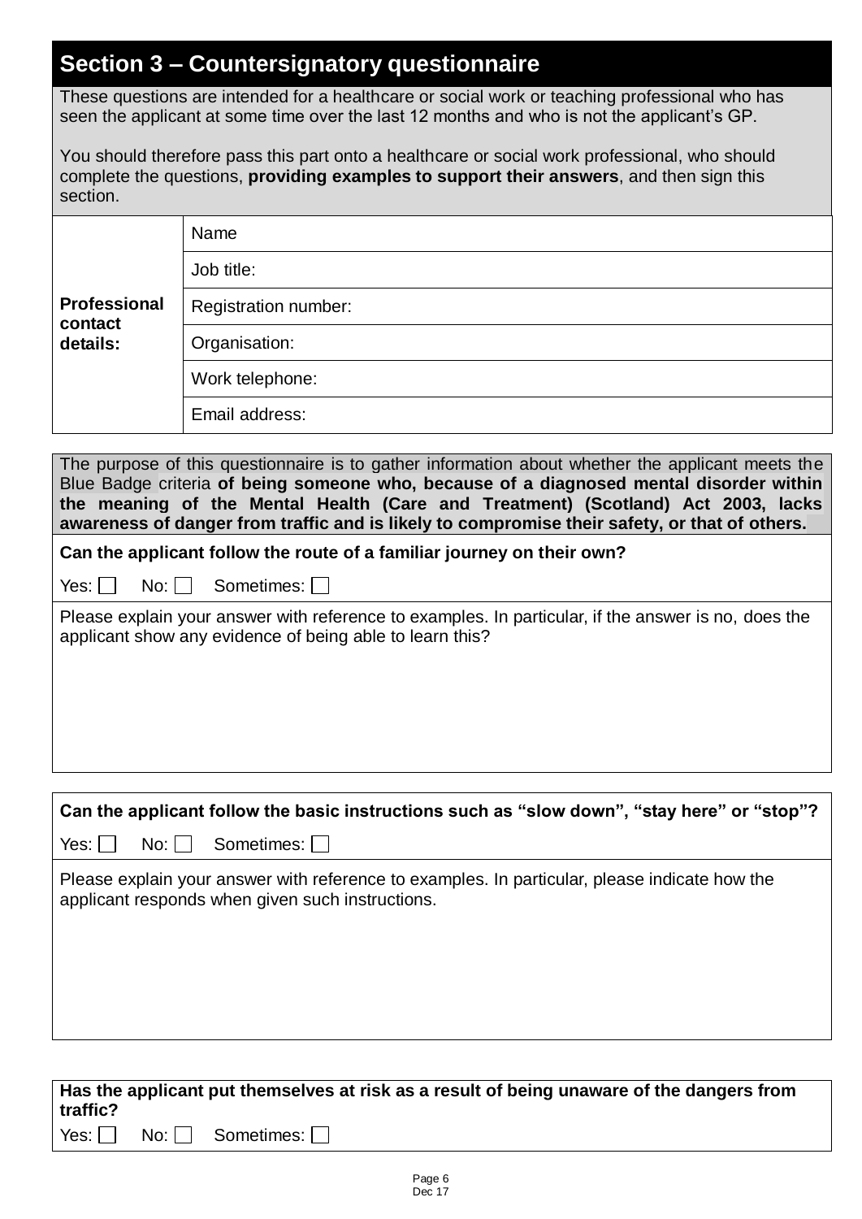## Section 3 – Countersignatory questionnaire

These questions are intended for a healthcare or social work or teaching professional who has seen the applicant at some time over the last 12 months and who is not the applicant's GP.

You should therefore pass this part onto a healthcare or social work professional, who should complete the questions, **providing examples to support their answers**, and then sign this section.

| **Professional contact details:** | Name |
|---|---|
| | Job title: |
| | Registration number: |
| | Organisation: |
| | Work telephone: |
| | Email address: |

The purpose of this questionnaire is to gather information about whether the applicant meets the Blue Badge criteria **of being someone who, because of a diagnosed mental disorder within the meaning of the Mental Health (Care and Treatment) (Scotland) Act 2003, lacks awareness of danger from traffic and is likely to compromise their safety, or that of others.**

**Can the applicant follow the route of a familiar journey on their own?**

Yes: ☐ No: ☐ Sometimes: ☐

Please explain your answer with reference to examples. In particular, if the answer is no, does the applicant show any evidence of being able to learn this?

**Can the applicant follow the basic instructions such as "slow down", "stay here" or "stop"?**

Yes: ☐ No: ☐ Sometimes: ☐

Please explain your answer with reference to examples. In particular, please indicate how the applicant responds when given such instructions.

**Has the applicant put themselves at risk as a result of being unaware of the dangers from traffic?**

Yes: ☐ No: ☐ Sometimes: ☐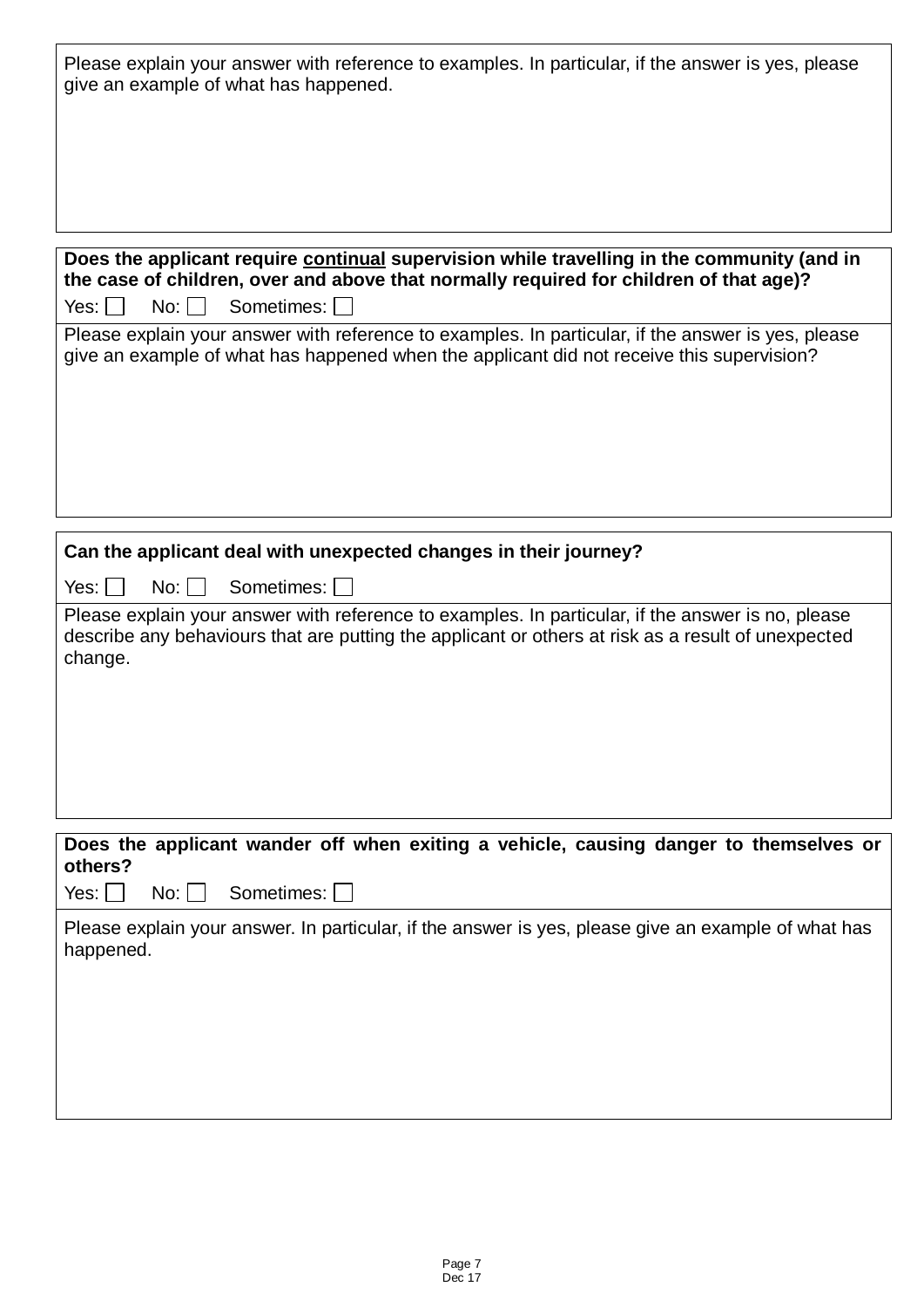Please explain your answer with reference to examples. In particular, if the answer is yes, please give an example of what has happened.

**Does the applicant require <u>continual</u> supervision while travelling in the community (and in the case of children, over and above that normally required for children of that age)?**

Yes: ☐ No: ☐ Sometimes: ☐

Please explain your answer with reference to examples. In particular, if the answer is yes, please give an example of what has happened when the applicant did not receive this supervision?

**Can the applicant deal with unexpected changes in their journey?**

Yes: ☐ No: ☐ Sometimes: ☐

Please explain your answer with reference to examples. In particular, if the answer is no, please describe any behaviours that are putting the applicant or others at risk as a result of unexpected change.

**Does the applicant wander off when exiting a vehicle, causing danger to themselves or others?**

Yes: ☐ No: ☐ Sometimes: ☐

Please explain your answer. In particular, if the answer is yes, please give an example of what has happened.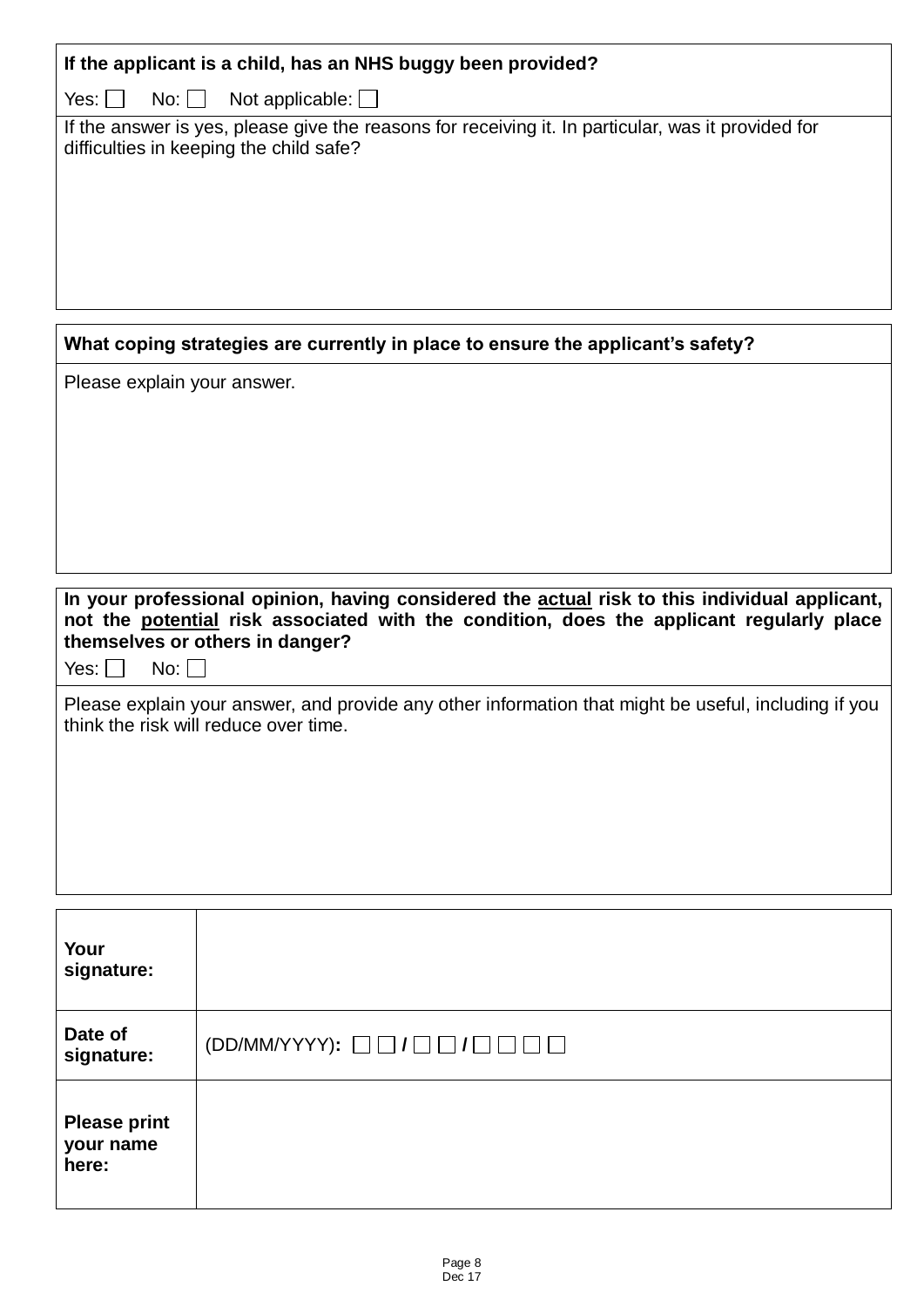**If the applicant is a child, has an NHS buggy been provided?**

Yes: ☐ No: ☐ Not applicable: ☐

If the answer is yes, please give the reasons for receiving it. In particular, was it provided for difficulties in keeping the child safe?

**What coping strategies are currently in place to ensure the applicant's safety?**

Please explain your answer.

**In your professional opinion, having considered the <u>actual</u> risk to this individual applicant, not the <u>potential</u> risk associated with the condition, does the applicant regularly place themselves or others in danger?**

Yes: ☐ No: ☐

Please explain your answer, and provide any other information that might be useful, including if you think the risk will reduce over time.

| | |
|---|---|
| **Your signature:** | |
| **Date of signature:** | (DD/MM/YYYY): ☐☐ / ☐☐ / ☐☐☐☐ |
| **Please print your name here:** | |

Dec 17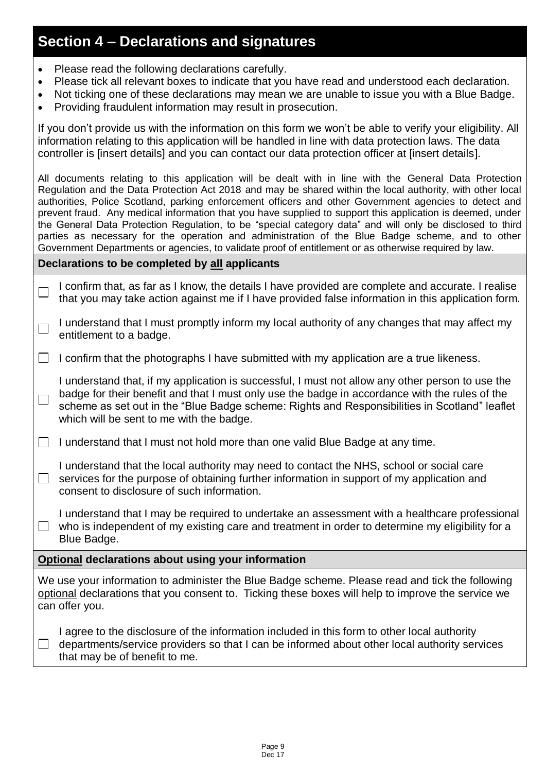## Section 4 – Declarations and signatures

- Please read the following declarations carefully.
- Please tick all relevant boxes to indicate that you have read and understood each declaration.
- Not ticking one of these declarations may mean we are unable to issue you with a Blue Badge.
- Providing fraudulent information may result in prosecution.

If you don't provide us with the information on this form we won't be able to verify your eligibility. All information relating to this application will be handled in line with data protection laws. The data controller is [insert details] and you can contact our data protection officer at [insert details].

All documents relating to this application will be dealt with in line with the General Data Protection Regulation and the Data Protection Act 2018 and may be shared within the local authority, with other local authorities, Police Scotland, parking enforcement officers and other Government agencies to detect and prevent fraud. Any medical information that you have supplied to support this application is deemed, under the General Data Protection Regulation, to be "special category data" and will only be disclosed to third parties as necessary for the operation and administration of the Blue Badge scheme, and to other Government Departments or agencies, to validate proof of entitlement or as otherwise required by law.

**Declarations to be completed by all applicants**

☐ I confirm that, as far as I know, the details I have provided are complete and accurate. I realise that you may take action against me if I have provided false information in this application form.

☐ I understand that I must promptly inform my local authority of any changes that may affect my entitlement to a badge.

☐ I confirm that the photographs I have submitted with my application are a true likeness.

☐ I understand that, if my application is successful, I must not allow any other person to use the badge for their benefit and that I must only use the badge in accordance with the rules of the scheme as set out in the "Blue Badge scheme: Rights and Responsibilities in Scotland" leaflet which will be sent to me with the badge.

☐ I understand that I must not hold more than one valid Blue Badge at any time.

☐ I understand that the local authority may need to contact the NHS, school or social care services for the purpose of obtaining further information in support of my application and consent to disclosure of such information.

☐ I understand that I may be required to undertake an assessment with a healthcare professional who is independent of my existing care and treatment in order to determine my eligibility for a Blue Badge.

**Optional declarations about using your information**

We use your information to administer the Blue Badge scheme. Please read and tick the following optional declarations that you consent to. Ticking these boxes will help to improve the service we can offer you.

☐ I agree to the disclosure of the information included in this form to other local authority departments/service providers so that I can be informed about other local authority services that may be of benefit to me.

Dec 17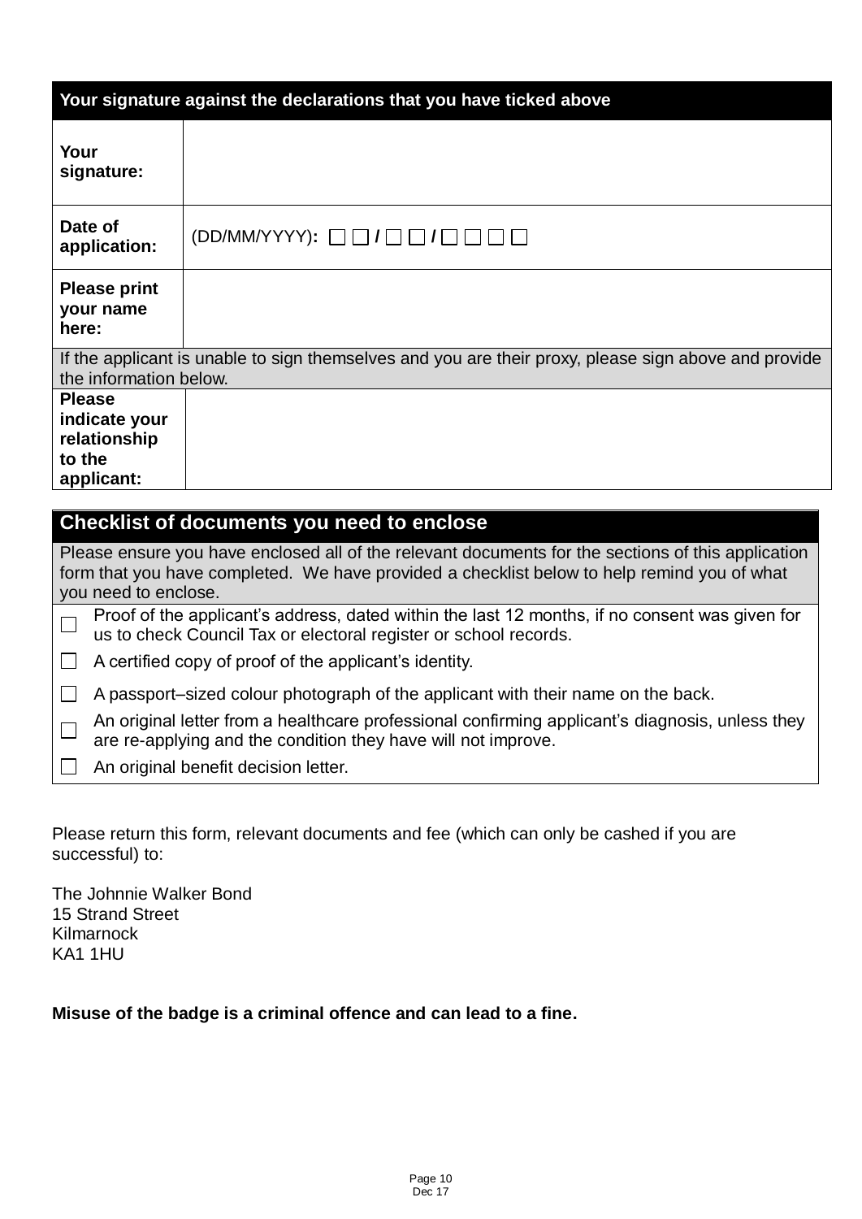| Your signature against the declarations that you have ticked above | |
|---|---|
| **Your signature:** | |
| **Date of application:** | (DD/MM/YYYY): ☐☐ / ☐☐ / ☐☐☐☐ |
| **Please print your name here:** | |
| If the applicant is unable to sign themselves and you are their proxy, please sign above and provide the information below. | |
| **Please indicate your relationship to the applicant:** | |

## Checklist of documents you need to enclose

Please ensure you have enclosed all of the relevant documents for the sections of this application form that you have completed. We have provided a checklist below to help remind you of what you need to enclose.

- ☐ Proof of the applicant's address, dated within the last 12 months, if no consent was given for us to check Council Tax or electoral register or school records.
- ☐ A certified copy of proof of the applicant's identity.
- ☐ A passport–sized colour photograph of the applicant with their name on the back.
- ☐ An original letter from a healthcare professional confirming applicant's diagnosis, unless they are re-applying and the condition they have will not improve.
- ☐ An original benefit decision letter.

Please return this form, relevant documents and fee (which can only be cashed if you are successful) to:

The Johnnie Walker Bond
15 Strand Street
Kilmarnock
KA1 1HU

**Misuse of the badge is a criminal offence and can lead to a fine.**